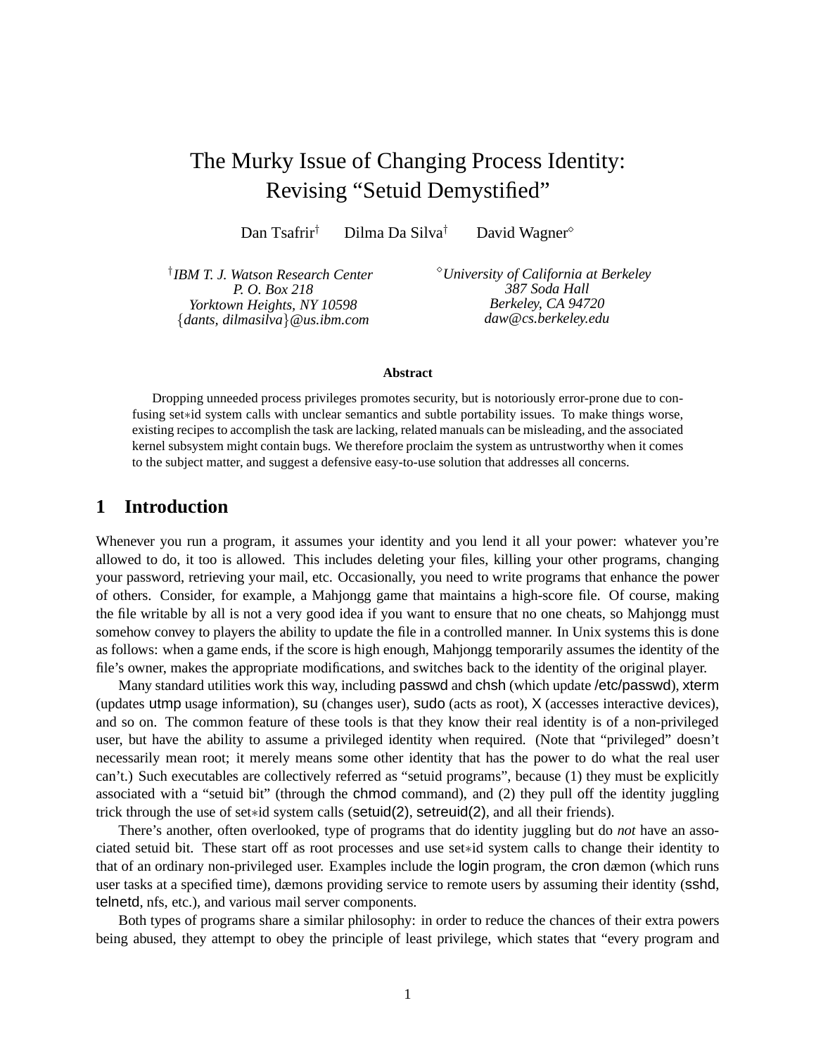# The Murky Issue of Changing Process Identity: Revising "Setuid Demystified"

Dan Tsafrir[†] Dilma Da Silva[†] David Wagner[⋄]

[†]*IBM T. J. Watson Research Center*
*P. O. Box 218*
*Yorktown Heights, NY 10598*
*{dants, dilmasilva}@us.ibm.com*

[⋄]*University of California at Berkeley*
*387 Soda Hall*
*Berkeley, CA 94720*
*daw@cs.berkeley.edu*

**Abstract**

Dropping unneeded process privileges promotes security, but is notoriously error-prone due to confusing set∗id system calls with unclear semantics and subtle portability issues. To make things worse, existing recipes to accomplish the task are lacking, related manuals can be misleading, and the associated kernel subsystem might contain bugs. We therefore proclaim the system as untrustworthy when it comes to the subject matter, and suggest a defensive easy-to-use solution that addresses all concerns.

## 1 Introduction

Whenever you run a program, it assumes your identity and you lend it all your power: whatever you're allowed to do, it too is allowed. This includes deleting your files, killing your other programs, changing your password, retrieving your mail, etc. Occasionally, you need to write programs that enhance the power of others. Consider, for example, a Mahjongg game that maintains a high-score file. Of course, making the file writable by all is not a very good idea if you want to ensure that no one cheats, so Mahjongg must somehow convey to players the ability to update the file in a controlled manner. In Unix systems this is done as follows: when a game ends, if the score is high enough, Mahjongg temporarily assumes the identity of the file's owner, makes the appropriate modifications, and switches back to the identity of the original player.

Many standard utilities work this way, including passwd and chsh (which update /etc/passwd), xterm (updates utmp usage information), su (changes user), sudo (acts as root), X (accesses interactive devices), and so on. The common feature of these tools is that they know their real identity is of a non-privileged user, but have the ability to assume a privileged identity when required. (Note that "privileged" doesn't necessarily mean root; it merely means some other identity that has the power to do what the real user can't.) Such executables are collectively referred as "setuid programs", because (1) they must be explicitly associated with a "setuid bit" (through the chmod command), and (2) they pull off the identity juggling trick through the use of set∗id system calls (setuid(2), setreuid(2), and all their friends).

There's another, often overlooked, type of programs that do identity juggling but do *not* have an associated setuid bit. These start off as root processes and use set∗id system calls to change their identity to that of an ordinary non-privileged user. Examples include the login program, the cron dæmon (which runs user tasks at a specified time), dæmons providing service to remote users by assuming their identity (sshd, telnetd, nfs, etc.), and various mail server components.

Both types of programs share a similar philosophy: in order to reduce the chances of their extra powers being abused, they attempt to obey the principle of least privilege, which states that "every program and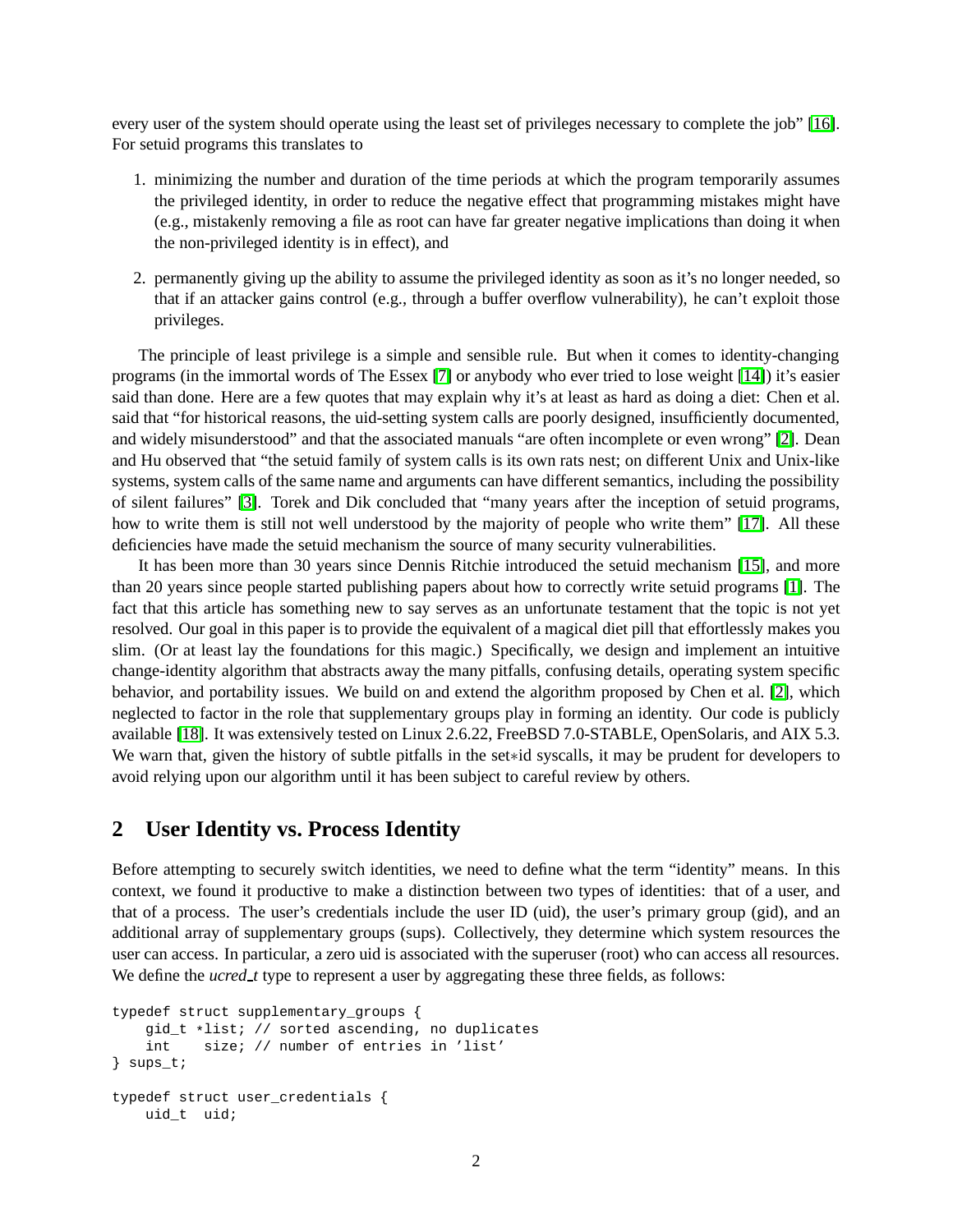every user of the system should operate using the least set of privileges necessary to complete the job" [16]. For setuid programs this translates to

1. minimizing the number and duration of the time periods at which the program temporarily assumes the privileged identity, in order to reduce the negative effect that programming mistakes might have (e.g., mistakenly removing a file as root can have far greater negative implications than doing it when the non-privileged identity is in effect), and
2. permanently giving up the ability to assume the privileged identity as soon as it's no longer needed, so that if an attacker gains control (e.g., through a buffer overflow vulnerability), he can't exploit those privileges.

The principle of least privilege is a simple and sensible rule. But when it comes to identity-changing programs (in the immortal words of The Essex [7] or anybody who ever tried to lose weight [14]) it's easier said than done. Here are a few quotes that may explain why it's at least as hard as doing a diet: Chen et al. said that "for historical reasons, the uid-setting system calls are poorly designed, insufficiently documented, and widely misunderstood" and that the associated manuals "are often incomplete or even wrong" [2]. Dean and Hu observed that "the setuid family of system calls is its own rats nest; on different Unix and Unix-like systems, system calls of the same name and arguments can have different semantics, including the possibility of silent failures" [3]. Torek and Dik concluded that "many years after the inception of setuid programs, how to write them is still not well understood by the majority of people who write them" [17]. All these deficiencies have made the setuid mechanism the source of many security vulnerabilities.

It has been more than 30 years since Dennis Ritchie introduced the setuid mechanism [15], and more than 20 years since people started publishing papers about how to correctly write setuid programs [1]. The fact that this article has something new to say serves as an unfortunate testament that the topic is not yet resolved. Our goal in this paper is to provide the equivalent of a magical diet pill that effortlessly makes you slim. (Or at least lay the foundations for this magic.) Specifically, we design and implement an intuitive change-identity algorithm that abstracts away the many pitfalls, confusing details, operating system specific behavior, and portability issues. We build on and extend the algorithm proposed by Chen et al. [2], which neglected to factor in the role that supplementary groups play in forming an identity. Our code is publicly available [18]. It was extensively tested on Linux 2.6.22, FreeBSD 7.0-STABLE, OpenSolaris, and AIX 5.3. We warn that, given the history of subtle pitfalls in the set∗id syscalls, it may be prudent for developers to avoid relying upon our algorithm until it has been subject to careful review by others.

## 2 User Identity vs. Process Identity

Before attempting to securely switch identities, we need to define what the term "identity" means. In this context, we found it productive to make a distinction between two types of identities: that of a user, and that of a process. The user's credentials include the user ID (uid), the user's primary group (gid), and an additional array of supplementary groups (sups). Collectively, they determine which system resources the user can access. In particular, a zero uid is associated with the superuser (root) who can access all resources. We define the *ucred_t* type to represent a user by aggregating these three fields, as follows:

```
typedef struct supplementary_groups {
    gid_t *list; // sorted ascending, no duplicates
    int    size; // number of entries in 'list'
} sups_t;

typedef struct user_credentials {
    uid_t  uid;
```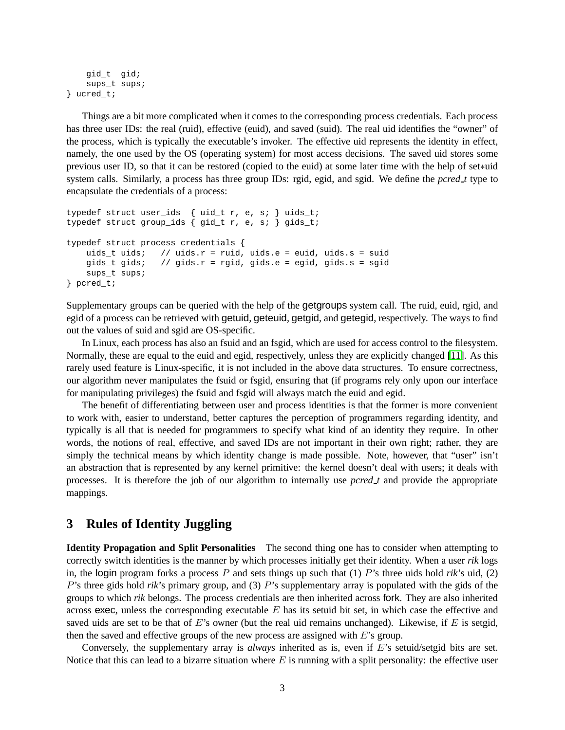```
    gid_t  gid;
    sups_t sups;
} ucred_t;
```

Things are a bit more complicated when it comes to the corresponding process credentials. Each process has three user IDs: the real (ruid), effective (euid), and saved (suid). The real uid identifies the "owner" of the process, which is typically the executable's invoker. The effective uid represents the identity in effect, namely, the one used by the OS (operating system) for most access decisions. The saved uid stores some previous user ID, so that it can be restored (copied to the euid) at some later time with the help of set∗uid system calls. Similarly, a process has three group IDs: rgid, egid, and sgid. We define the *pcred_t* type to encapsulate the credentials of a process:

```
typedef struct user_ids  { uid_t r, e, s; } uids_t;
typedef struct group_ids { gid_t r, e, s; } gids_t;

typedef struct process_credentials {
    uids_t uids;   // uids.r = ruid, uids.e = euid, uids.s = suid
    gids_t gids;   // gids.r = rgid, gids.e = egid, gids.s = sgid
    sups_t sups;
} pcred_t;
```

Supplementary groups can be queried with the help of the getgroups system call. The ruid, euid, rgid, and egid of a process can be retrieved with getuid, geteuid, getgid, and getegid, respectively. The ways to find out the values of suid and sgid are OS-specific.

In Linux, each process has also an fsuid and an fsgid, which are used for access control to the filesystem. Normally, these are equal to the euid and egid, respectively, unless they are explicitly changed [11]. As this rarely used feature is Linux-specific, it is not included in the above data structures. To ensure correctness, our algorithm never manipulates the fsuid or fsgid, ensuring that (if programs rely only upon our interface for manipulating privileges) the fsuid and fsgid will always match the euid and egid.

The benefit of differentiating between user and process identities is that the former is more convenient to work with, easier to understand, better captures the perception of programmers regarding identity, and typically is all that is needed for programmers to specify what kind of an identity they require. In other words, the notions of real, effective, and saved IDs are not important in their own right; rather, they are simply the technical means by which identity change is made possible. Note, however, that "user" isn't an abstraction that is represented by any kernel primitive: the kernel doesn't deal with users; it deals with processes. It is therefore the job of our algorithm to internally use *pcred_t* and provide the appropriate mappings.

## 3 Rules of Identity Juggling

**Identity Propagation and Split Personalities** The second thing one has to consider when attempting to correctly switch identities is the manner by which processes initially get their identity. When a user *rik* logs in, the login program forks a process $P$ and sets things up such that (1) $P$'s three uids hold *rik*'s uid, (2) $P$'s three gids hold *rik*'s primary group, and (3) $P$'s supplementary array is populated with the gids of the groups to which *rik* belongs. The process credentials are then inherited across fork. They are also inherited across exec, unless the corresponding executable $E$ has its setuid bit set, in which case the effective and saved uids are set to be that of $E$'s owner (but the real uid remains unchanged). Likewise, if $E$ is setgid, then the saved and effective groups of the new process are assigned with $E$'s group.

Conversely, the supplementary array is *always* inherited as is, even if $E$'s setuid/setgid bits are set. Notice that this can lead to a bizarre situation where $E$ is running with a split personality: the effective user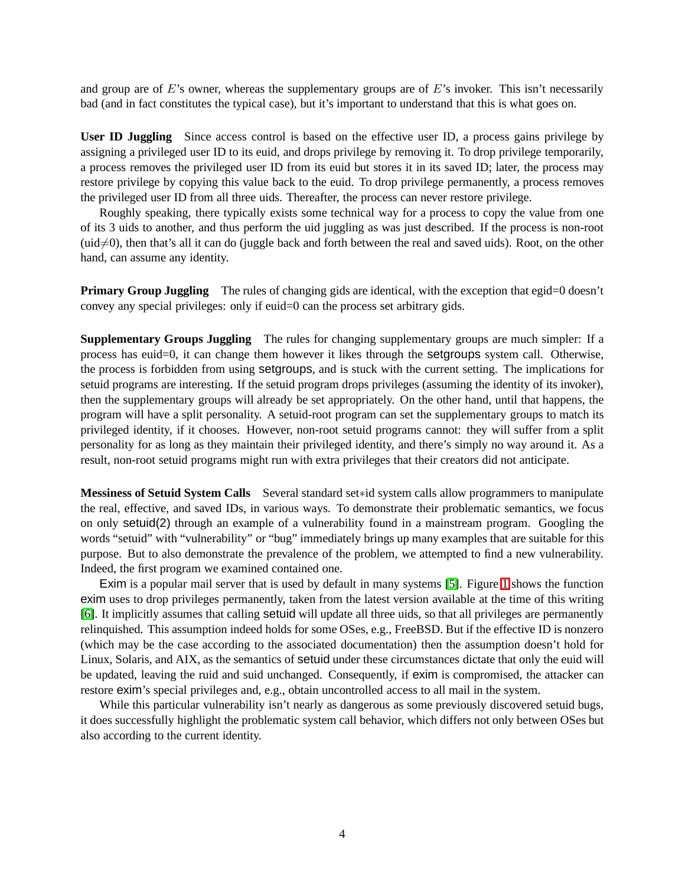and group are of $E$'s owner, whereas the supplementary groups are of $E$'s invoker. This isn't necessarily bad (and in fact constitutes the typical case), but it's important to understand that this is what goes on.

**User ID Juggling** Since access control is based on the effective user ID, a process gains privilege by assigning a privileged user ID to its euid, and drops privilege by removing it. To drop privilege temporarily, a process removes the privileged user ID from its euid but stores it in its saved ID; later, the process may restore privilege by copying this value back to the euid. To drop privilege permanently, a process removes the privileged user ID from all three uids. Thereafter, the process can never restore privilege.

Roughly speaking, there typically exists some technical way for a process to copy the value from one of its 3 uids to another, and thus perform the uid juggling as was just described. If the process is non-root (uid$\neq$0), then that's all it can do (juggle back and forth between the real and saved uids). Root, on the other hand, can assume any identity.

**Primary Group Juggling** The rules of changing gids are identical, with the exception that egid=0 doesn't convey any special privileges: only if euid=0 can the process set arbitrary gids.

**Supplementary Groups Juggling** The rules for changing supplementary groups are much simpler: If a process has euid=0, it can change them however it likes through the setgroups system call. Otherwise, the process is forbidden from using setgroups, and is stuck with the current setting. The implications for setuid programs are interesting. If the setuid program drops privileges (assuming the identity of its invoker), then the supplementary groups will already be set appropriately. On the other hand, until that happens, the program will have a split personality. A setuid-root program can set the supplementary groups to match its privileged identity, if it chooses. However, non-root setuid programs cannot: they will suffer from a split personality for as long as they maintain their privileged identity, and there's simply no way around it. As a result, non-root setuid programs might run with extra privileges that their creators did not anticipate.

**Messiness of Setuid System Calls** Several standard set*id system calls allow programmers to manipulate the real, effective, and saved IDs, in various ways. To demonstrate their problematic semantics, we focus on only setuid(2) through an example of a vulnerability found in a mainstream program. Googling the words "setuid" with "vulnerability" or "bug" immediately brings up many examples that are suitable for this purpose. But to also demonstrate the prevalence of the problem, we attempted to find a new vulnerability. Indeed, the first program we examined contained one.

Exim is a popular mail server that is used by default in many systems [5]. Figure 1 shows the function exim uses to drop privileges permanently, taken from the latest version available at the time of this writing [6]. It implicitly assumes that calling setuid will update all three uids, so that all privileges are permanently relinquished. This assumption indeed holds for some OSes, e.g., FreeBSD. But if the effective ID is nonzero (which may be the case according to the associated documentation) then the assumption doesn't hold for Linux, Solaris, and AIX, as the semantics of setuid under these circumstances dictate that only the euid will be updated, leaving the ruid and suid unchanged. Consequently, if exim is compromised, the attacker can restore exim's special privileges and, e.g., obtain uncontrolled access to all mail in the system.

While this particular vulnerability isn't nearly as dangerous as some previously discovered setuid bugs, it does successfully highlight the problematic system call behavior, which differs not only between OSes but also according to the current identity.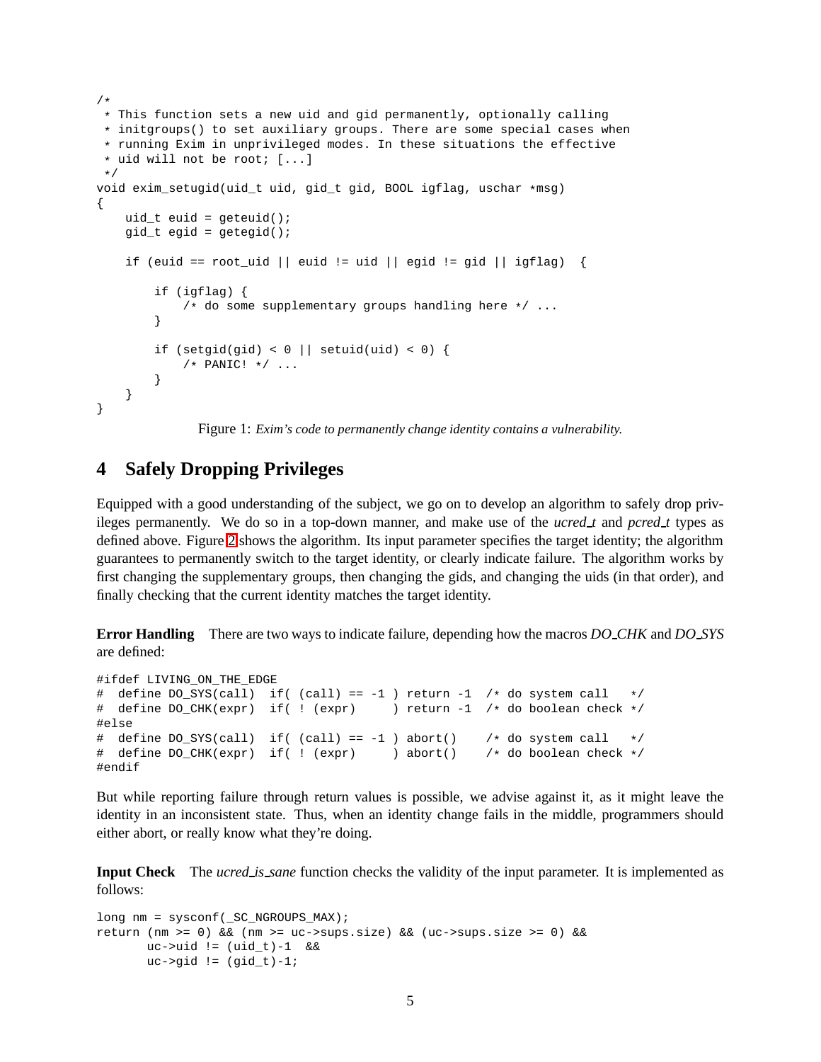```c
/*
 * This function sets a new uid and gid permanently, optionally calling
 * initgroups() to set auxiliary groups. There are some special cases when
 * running Exim in unprivileged modes. In these situations the effective
 * uid will not be root; [...]
 */
void exim_setugid(uid_t uid, gid_t gid, BOOL igflag, uschar *msg)
{
    uid_t euid = geteuid();
    gid_t egid = getegid();

    if (euid == root_uid || euid != uid || egid != gid || igflag)  {

        if (igflag) {
            /* do some supplementary groups handling here */ ...
        }

        if (setgid(gid) < 0 || setuid(uid) < 0) {
            /* PANIC! */ ...
        }
    }
}
```

Figure 1: *Exim's code to permanently change identity contains a vulnerability.*

# 4 Safely Dropping Privileges

Equipped with a good understanding of the subject, we go on to develop an algorithm to safely drop privileges permanently. We do so in a top-down manner, and make use of the *ucred_t* and *pcred_t* types as defined above. Figure 2 shows the algorithm. Its input parameter specifies the target identity; the algorithm guarantees to permanently switch to the target identity, or clearly indicate failure. The algorithm works by first changing the supplementary groups, then changing the gids, and changing the uids (in that order), and finally checking that the current identity matches the target identity.

**Error Handling** There are two ways to indicate failure, depending how the macros *DO_CHK* and *DO_SYS* are defined:

```c
#ifdef LIVING_ON_THE_EDGE
#  define DO_SYS(call)  if( (call) == -1 ) return -1  /* do system call    */
#  define DO_CHK(expr)  if( ! (expr)     ) return -1  /* do boolean check */
#else
#  define DO_SYS(call)  if( (call) == -1 ) abort()    /* do system call    */
#  define DO_CHK(expr)  if( ! (expr)     ) abort()    /* do boolean check */
#endif
```

But while reporting failure through return values is possible, we advise against it, as it might leave the identity in an inconsistent state. Thus, when an identity change fails in the middle, programmers should either abort, or really know what they're doing.

**Input Check** The *ucred_is_sane* function checks the validity of the input parameter. It is implemented as follows:

```c
long nm = sysconf(_SC_NGROUPS_MAX);
return (nm >= 0) && (nm >= uc->sups.size) && (uc->sups.size >= 0) &&
       uc->uid != (uid_t)-1  &&
       uc->gid != (gid_t)-1;
```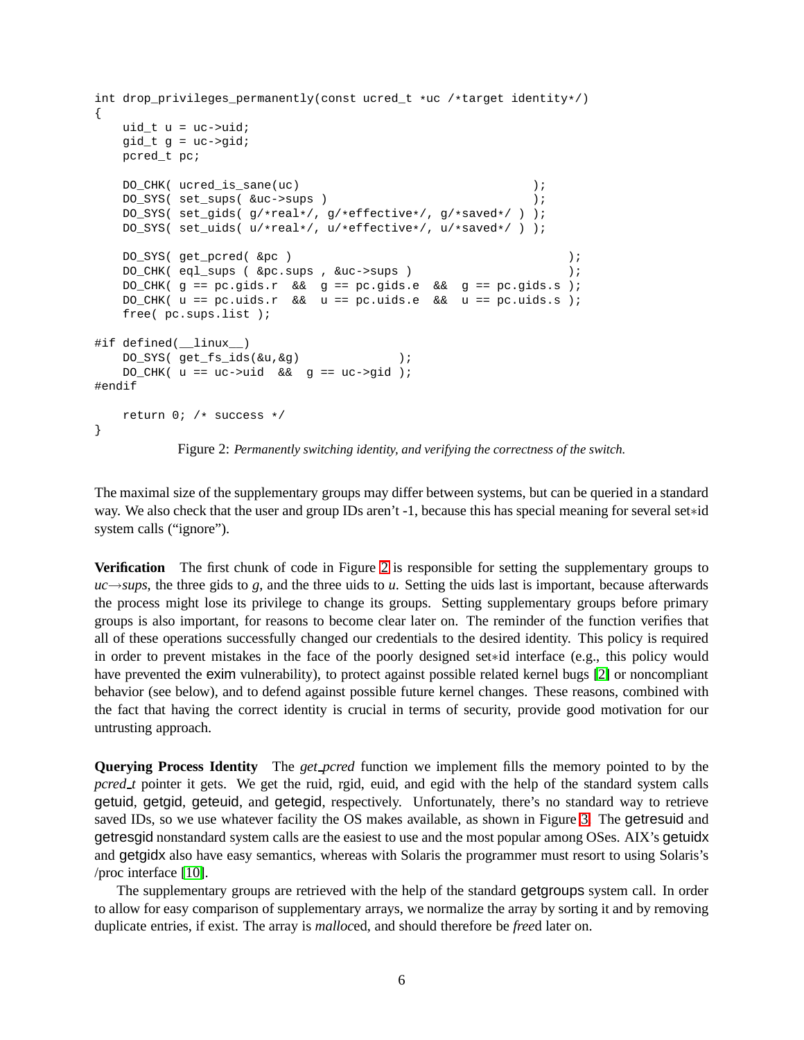```
int drop_privileges_permanently(const ucred_t *uc /*target identity*/)
{
    uid_t u = uc->uid;
    gid_t g = uc->gid;
    pcred_t pc;

    DO_CHK( ucred_is_sane(uc)                                  );
    DO_SYS( set_sups( &uc->sups )                              );
    DO_SYS( set_gids( g/*real*/, g/*effective*/, g/*saved*/ ) );
    DO_SYS( set_uids( u/*real*/, u/*effective*/, u/*saved*/ ) );

    DO_SYS( get_pcred( &pc )                                      );
    DO_CHK( eql_sups ( &pc.sups , &uc->sups )                     );
    DO_CHK( g == pc.gids.r  &&  g == pc.gids.e  &&  g == pc.gids.s );
    DO_CHK( u == pc.uids.r  &&  u == pc.uids.e  &&  u == pc.uids.s );
    free( pc.sups.list );

#if defined(__linux__)
    DO_SYS( get_fs_ids(&u,&g)            );
    DO_CHK( u == uc->uid  &&  g == uc->gid );
#endif

    return 0; /* success */
}
```

Figure 2: *Permanently switching identity, and verifying the correctness of the switch.*

The maximal size of the supplementary groups may differ between systems, but can be queried in a standard way. We also check that the user and group IDs aren't -1, because this has special meaning for several set∗id system calls ("ignore").

**Verification** The first chunk of code in Figure 2 is responsible for setting the supplementary groups to *uc→sups*, the three gids to *g*, and the three uids to *u*. Setting the uids last is important, because afterwards the process might lose its privilege to change its groups. Setting supplementary groups before primary groups is also important, for reasons to become clear later on. The reminder of the function verifies that all of these operations successfully changed our credentials to the desired identity. This policy is required in order to prevent mistakes in the face of the poorly designed set∗id interface (e.g., this policy would have prevented the exim vulnerability), to protect against possible related kernel bugs [2] or noncompliant behavior (see below), and to defend against possible future kernel changes. These reasons, combined with the fact that having the correct identity is crucial in terms of security, provide good motivation for our untrusting approach.

**Querying Process Identity** The *get_pcred* function we implement fills the memory pointed to by the *pcred_t* pointer it gets. We get the ruid, rgid, euid, and egid with the help of the standard system calls getuid, getgid, geteuid, and getegid, respectively. Unfortunately, there's no standard way to retrieve saved IDs, so we use whatever facility the OS makes available, as shown in Figure 3. The getresuid and getresgid nonstandard system calls are the easiest to use and the most popular among OSes. AIX's getuidx and getgidx also have easy semantics, whereas with Solaris the programmer must resort to using Solaris's /proc interface [10].

The supplementary groups are retrieved with the help of the standard getgroups system call. In order to allow for easy comparison of supplementary arrays, we normalize the array by sorting it and by removing duplicate entries, if exist. The array is *malloc*ed, and should therefore be *free*d later on.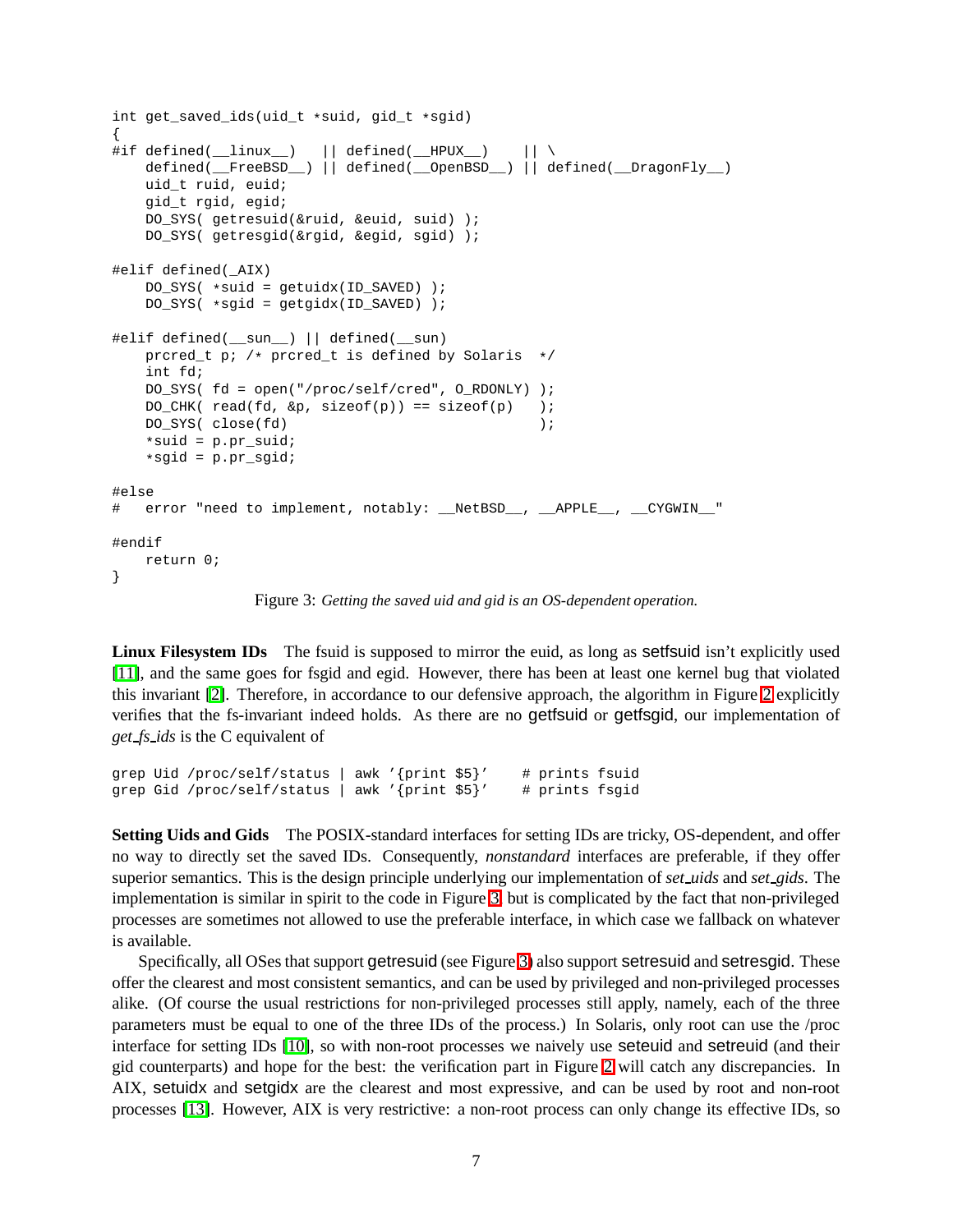```c
int get_saved_ids(uid_t *suid, gid_t *sgid)
{
#if defined(__linux__)   || defined(__HPUX__)    || \
    defined(__FreeBSD__) || defined(__OpenBSD__) || defined(__DragonFly__)
    uid_t ruid, euid;
    gid_t rgid, egid;
    DO_SYS( getresuid(&ruid, &euid, suid) );
    DO_SYS( getresgid(&rgid, &egid, sgid) );

#elif defined(_AIX)
    DO_SYS( *suid = getuidx(ID_SAVED) );
    DO_SYS( *sgid = getgidx(ID_SAVED) );

#elif defined(__sun__) || defined(__sun)
    prcred_t p; /* prcred_t is defined by Solaris  */
    int fd;
    DO_SYS( fd = open("/proc/self/cred", O_RDONLY) );
    DO_CHK( read(fd, &p, sizeof(p)) == sizeof(p)   );
    DO_SYS( close(fd)                              );
    *suid = p.pr_suid;
    *sgid = p.pr_sgid;

#else
#   error "need to implement, notably: __NetBSD__, __APPLE__, __CYGWIN__"

#endif
    return 0;
}
```

Figure 3: *Getting the saved uid and gid is an OS-dependent operation.*

**Linux Filesystem IDs** The fsuid is supposed to mirror the euid, as long as setfsuid isn't explicitly used [11], and the same goes for fsgid and egid. However, there has been at least one kernel bug that violated this invariant [2]. Therefore, in accordance to our defensive approach, the algorithm in Figure 2 explicitly verifies that the fs-invariant indeed holds. As there are no getfsuid or getfsgid, our implementation of *get_fs_ids* is the C equivalent of

```
grep Uid /proc/self/status | awk '{print $5}'    # prints fsuid
grep Gid /proc/self/status | awk '{print $5}'    # prints fsgid
```

**Setting Uids and Gids** The POSIX-standard interfaces for setting IDs are tricky, OS-dependent, and offer no way to directly set the saved IDs. Consequently, *nonstandard* interfaces are preferable, if they offer superior semantics. This is the design principle underlying our implementation of *set_uids* and *set_gids*. The implementation is similar in spirit to the code in Figure 3, but is complicated by the fact that non-privileged processes are sometimes not allowed to use the preferable interface, in which case we fallback on whatever is available.

Specifically, all OSes that support getresuid (see Figure 3) also support setresuid and setresgid. These offer the clearest and most consistent semantics, and can be used by privileged and non-privileged processes alike. (Of course the usual restrictions for non-privileged processes still apply, namely, each of the three parameters must be equal to one of the three IDs of the process.) In Solaris, only root can use the /proc interface for setting IDs [10], so with non-root processes we naively use seteuid and setreuid (and their gid counterparts) and hope for the best: the verification part in Figure 2 will catch any discrepancies. In AIX, setuidx and setgidx are the clearest and most expressive, and can be used by root and non-root processes [13]. However, AIX is very restrictive: a non-root process can only change its effective IDs, so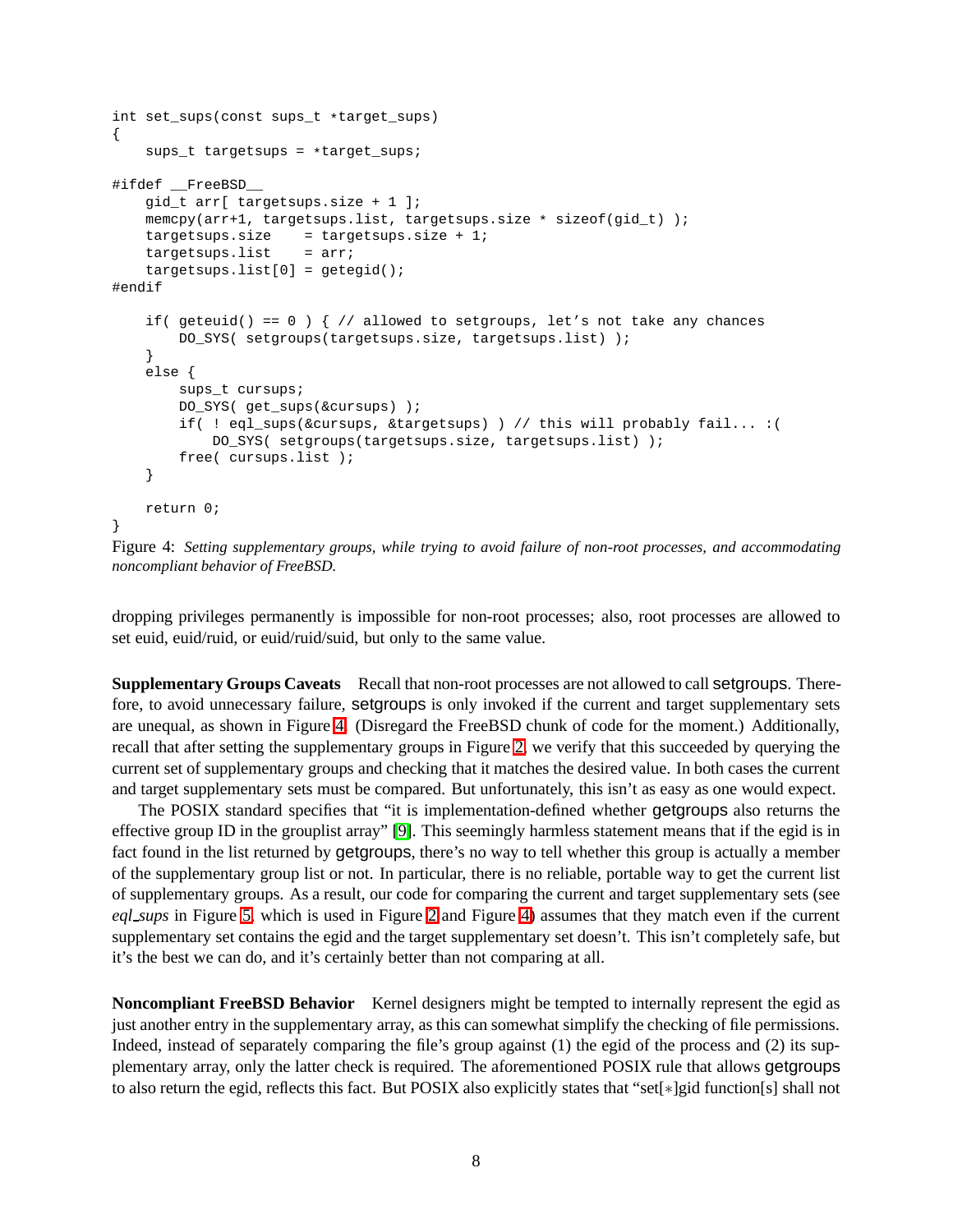```
int set_sups(const sups_t *target_sups)
{
    sups_t targetsups = *target_sups;

#ifdef __FreeBSD__
    gid_t arr[ targetsups.size + 1 ];
    memcpy(arr+1, targetsups.list, targetsups.size * sizeof(gid_t) );
    targetsups.size    = targetsups.size + 1;
    targetsups.list    = arr;
    targetsups.list[0] = getegid();
#endif

    if( geteuid() == 0 ) { // allowed to setgroups, let's not take any chances
        DO_SYS( setgroups(targetsups.size, targetsups.list) );
    }
    else {
        sups_t cursups;
        DO_SYS( get_sups(&cursups) );
        if( ! eql_sups(&cursups, &targetsups) ) // this will probably fail... :(
            DO_SYS( setgroups(targetsups.size, targetsups.list) );
        free( cursups.list );
    }

    return 0;
}
```

Figure 4: *Setting supplementary groups, while trying to avoid failure of non-root processes, and accommodating noncompliant behavior of FreeBSD.*

dropping privileges permanently is impossible for non-root processes; also, root processes are allowed to set euid, euid/ruid, or euid/ruid/suid, but only to the same value.

**Supplementary Groups Caveats** Recall that non-root processes are not allowed to call setgroups. Therefore, to avoid unnecessary failure, setgroups is only invoked if the current and target supplementary sets are unequal, as shown in Figure 4. (Disregard the FreeBSD chunk of code for the moment.) Additionally, recall that after setting the supplementary groups in Figure 2, we verify that this succeeded by querying the current set of supplementary groups and checking that it matches the desired value. In both cases the current and target supplementary sets must be compared. But unfortunately, this isn't as easy as one would expect.

The POSIX standard specifies that "it is implementation-defined whether getgroups also returns the effective group ID in the grouplist array" [9]. This seemingly harmless statement means that if the egid is in fact found in the list returned by getgroups, there's no way to tell whether this group is actually a member of the supplementary group list or not. In particular, there is no reliable, portable way to get the current list of supplementary groups. As a result, our code for comparing the current and target supplementary sets (see *eql_sups* in Figure 5, which is used in Figure 2 and Figure 4) assumes that they match even if the current supplementary set contains the egid and the target supplementary set doesn't. This isn't completely safe, but it's the best we can do, and it's certainly better than not comparing at all.

**Noncompliant FreeBSD Behavior** Kernel designers might be tempted to internally represent the egid as just another entry in the supplementary array, as this can somewhat simplify the checking of file permissions. Indeed, instead of separately comparing the file's group against (1) the egid of the process and (2) its supplementary array, only the latter check is required. The aforementioned POSIX rule that allows getgroups to also return the egid, reflects this fact. But POSIX also explicitly states that "set[*]gid function[s] shall not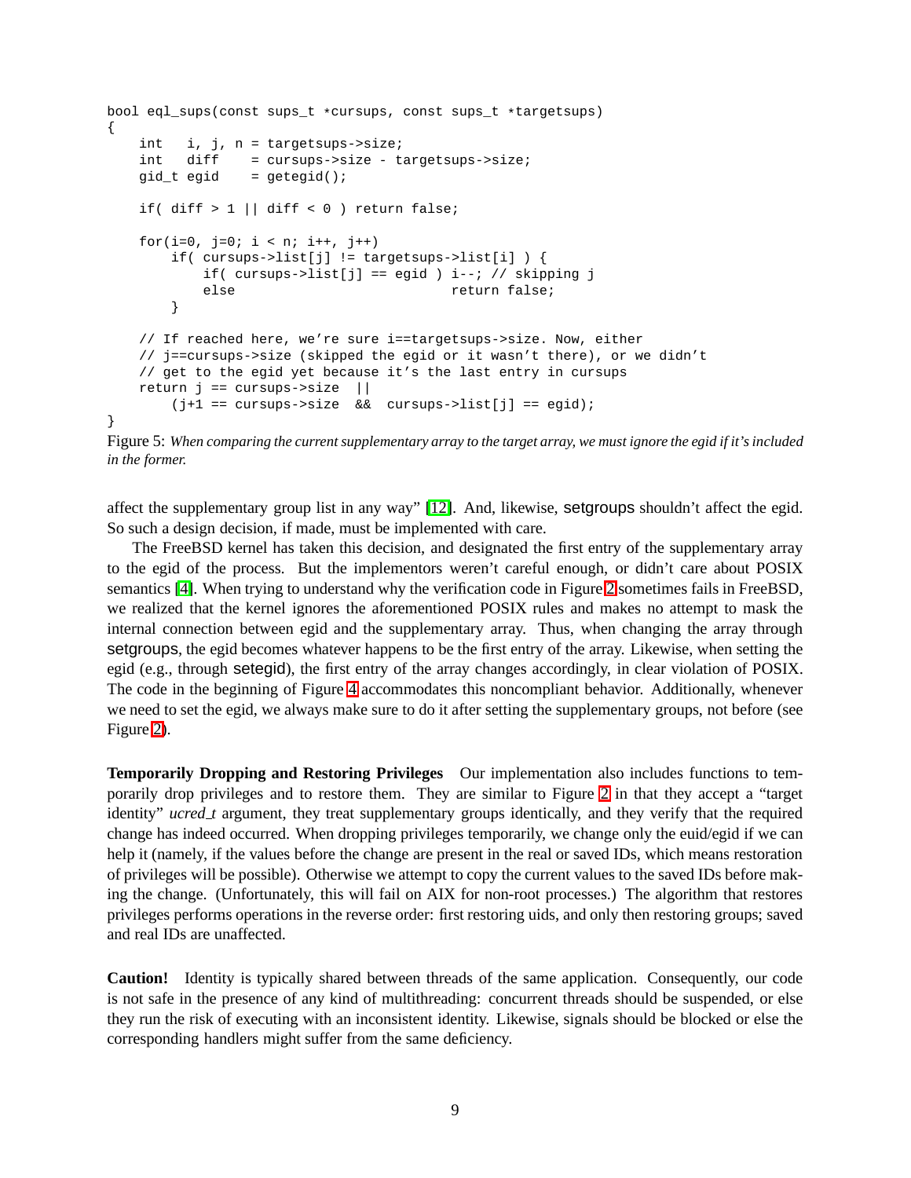```
bool eql_sups(const sups_t *cursups, const sups_t *targetsups)
{
    int   i, j, n = targetsups->size;
    int   diff    = cursups->size - targetsups->size;
    gid_t egid    = getegid();

    if( diff > 1 || diff < 0 ) return false;

    for(i=0, j=0; i < n; i++, j++)
        if( cursups->list[j] != targetsups->list[i] ) {
            if( cursups->list[j] == egid ) i--; // skipping j
            else                            return false;
        }

    // If reached here, we're sure i==targetsups->size. Now, either
    // j==cursups->size (skipped the egid or it wasn't there), or we didn't
    // get to the egid yet because it's the last entry in cursups
    return j == cursups->size  ||
        (j+1 == cursups->size  &&  cursups->list[j] == egid);
}
```

Figure 5: *When comparing the current supplementary array to the target array, we must ignore the egid if it's included in the former.*

affect the supplementary group list in any way" [12]. And, likewise, setgroups shouldn't affect the egid. So such a design decision, if made, must be implemented with care.

The FreeBSD kernel has taken this decision, and designated the first entry of the supplementary array to the egid of the process. But the implementors weren't careful enough, or didn't care about POSIX semantics [4]. When trying to understand why the verification code in Figure 2 sometimes fails in FreeBSD, we realized that the kernel ignores the aforementioned POSIX rules and makes no attempt to mask the internal connection between egid and the supplementary array. Thus, when changing the array through setgroups, the egid becomes whatever happens to be the first entry of the array. Likewise, when setting the egid (e.g., through setegid), the first entry of the array changes accordingly, in clear violation of POSIX. The code in the beginning of Figure 4 accommodates this noncompliant behavior. Additionally, whenever we need to set the egid, we always make sure to do it after setting the supplementary groups, not before (see Figure 2).

**Temporarily Dropping and Restoring Privileges** Our implementation also includes functions to temporarily drop privileges and to restore them. They are similar to Figure 2 in that they accept a "target identity" *ucred_t* argument, they treat supplementary groups identically, and they verify that the required change has indeed occurred. When dropping privileges temporarily, we change only the euid/egid if we can help it (namely, if the values before the change are present in the real or saved IDs, which means restoration of privileges will be possible). Otherwise we attempt to copy the current values to the saved IDs before making the change. (Unfortunately, this will fail on AIX for non-root processes.) The algorithm that restores privileges performs operations in the reverse order: first restoring uids, and only then restoring groups; saved and real IDs are unaffected.

**Caution!** Identity is typically shared between threads of the same application. Consequently, our code is not safe in the presence of any kind of multithreading: concurrent threads should be suspended, or else they run the risk of executing with an inconsistent identity. Likewise, signals should be blocked or else the corresponding handlers might suffer from the same deficiency.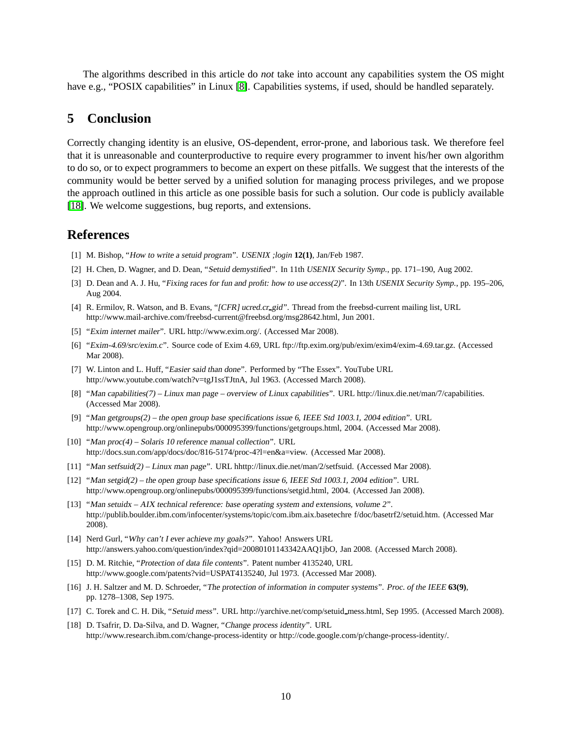The algorithms described in this article do *not* take into account any capabilities system the OS might have e.g., "POSIX capabilities" in Linux [8]. Capabilities systems, if used, should be handled separately.

## 5 Conclusion

Correctly changing identity is an elusive, OS-dependent, error-prone, and laborious task. We therefore feel that it is unreasonable and counterproductive to require every programmer to invent his/her own algorithm to do so, or to expect programmers to become an expert on these pitfalls. We suggest that the interests of the community would be better served by a unified solution for managing process privileges, and we propose the approach outlined in this article as one possible basis for such a solution. Our code is publicly available [18]. We welcome suggestions, bug reports, and extensions.

## References

[1] M. Bishop, "*How to write a setuid program*". *USENIX ;login* **12(1)**, Jan/Feb 1987.

[2] H. Chen, D. Wagner, and D. Dean, "*Setuid demystified*". In 11th *USENIX Security Symp.*, pp. 171–190, Aug 2002.

[3] D. Dean and A. J. Hu, "*Fixing races for fun and profit: how to use access(2)*". In 13th *USENIX Security Symp.*, pp. 195–206, Aug 2004.

[4] R. Ermilov, R. Watson, and B. Evans, "*[CFR] ucred.cr_gid*". Thread from the freebsd-current mailing list, URL http://www.mail-archive.com/freebsd-current@freebsd.org/msg28642.html, Jun 2001.

[5] "*Exim internet mailer*". URL http://www.exim.org/. (Accessed Mar 2008).

[6] "*Exim-4.69/src/exim.c*". Source code of Exim 4.69, URL ftp://ftp.exim.org/pub/exim/exim4/exim-4.69.tar.gz. (Accessed Mar 2008).

[7] W. Linton and L. Huff, "*Easier said than done*". Performed by "The Essex". YouTube URL http://www.youtube.com/watch?v=tgJ1ssTJtnA, Jul 1963. (Accessed March 2008).

[8] "*Man capabilities(7) – Linux man page – overview of Linux capabilities*". URL http://linux.die.net/man/7/capabilities. (Accessed Mar 2008).

[9] "*Man getgroups(2) – the open group base specifications issue 6, IEEE Std 1003.1, 2004 edition*". URL http://www.opengroup.org/onlinepubs/000095399/functions/getgroups.html, 2004. (Accessed Mar 2008).

[10] "*Man proc(4) – Solaris 10 reference manual collection*". URL http://docs.sun.com/app/docs/doc/816-5174/proc-4?l=en&a=view. (Accessed Mar 2008).

[11] "*Man setfsuid(2) – Linux man page*". URL hhttp://linux.die.net/man/2/setfsuid. (Accessed Mar 2008).

[12] "*Man setgid(2) – the open group base specifications issue 6, IEEE Std 1003.1, 2004 edition*". URL http://www.opengroup.org/onlinepubs/000095399/functions/setgid.html, 2004. (Accessed Jan 2008).

[13] "*Man setuidx – AIX technical reference: base operating system and extensions, volume 2*". http://publib.boulder.ibm.com/infocenter/systems/topic/com.ibm.aix.basetechre f/doc/basetrf2/setuid.htm. (Accessed Mar 2008).

[14] Nerd Gurl, "*Why can't I ever achieve my goals?*". Yahoo! Answers URL http://answers.yahoo.com/question/index?qid=20080101143342AAQ1jbO, Jan 2008. (Accessed March 2008).

[15] D. M. Ritchie, "*Protection of data file contents*". Patent number 4135240, URL http://www.google.com/patents?vid=USPAT4135240, Jul 1973. (Accessed Mar 2008).

[16] J. H. Saltzer and M. D. Schroeder, "*The protection of information in computer systems*". *Proc. of the IEEE* **63(9)**, pp. 1278–1308, Sep 1975.

[17] C. Torek and C. H. Dik, "*Setuid mess*". URL http://yarchive.net/comp/setuid_mess.html, Sep 1995. (Accessed March 2008).

[18] D. Tsafrir, D. Da-Silva, and D. Wagner, "*Change process identity*". URL http://www.research.ibm.com/change-process-identity or http://code.google.com/p/change-process-identity/.